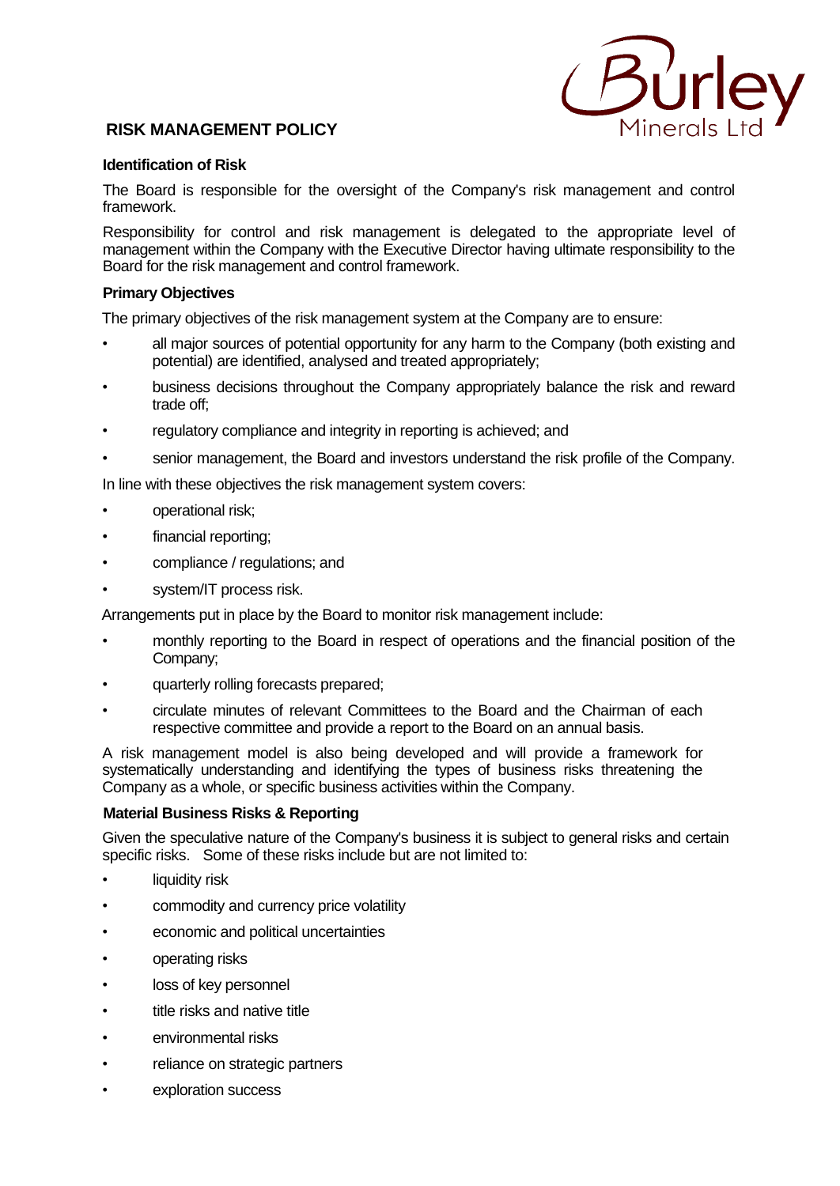# RISK MANAGEMENT POLICY

### Identification of Risk

The Board is responsible for the oversight of the Company's risk management and control framework.

Responsibility for control and risk management is delegated to the appropriate level of management within the Company with the Executive Director having ultimate responsibility to the Board for the risk management and control framework.

### Primary Objectives

The primary objectives of the risk management system at the Company are to ensure:

- all major sources of potential opportunity for any harm to the Company (both existing and potential) are identified, analysed and treated appropriately;
- business decisions throughout the Company appropriately balance the risk and reward trade off;
- regulatory compliance and integrity in reporting is achieved; and
- senior management, the Board and investors understand the risk profile of the Company.

In line with these objectives the risk management system covers:

- operational risk;
- financial reporting;
- compliance / regulations; and
- system/IT process risk.

Arrangements put in place by the Board to monitor risk management include:

- monthly reporting to the Board in respect of operations and the financial position of the Company;
- quarterly rolling forecasts prepared;
- circulate minutes of relevant Committees to the Board and the Chairman of each respective committee and provide a report to the Board on an annual basis.

A risk management model is also being developed and will provide a framework for systematically understanding and identifying the types of business risks threatening the Company as a whole, or specific business activities within the Company.

### Material Business Risks & Reporting

Given the speculative nature of the Company's business it is subject to general risks and certain specific risks. Some of these risks include but are not limited to:

- liquidity risk
- commodity and currency price volatility
- economic and political uncertainties
- operating risks
- loss of key personnel
- title risks and native title
- environmental risks
- reliance on strategic partners
- exploration success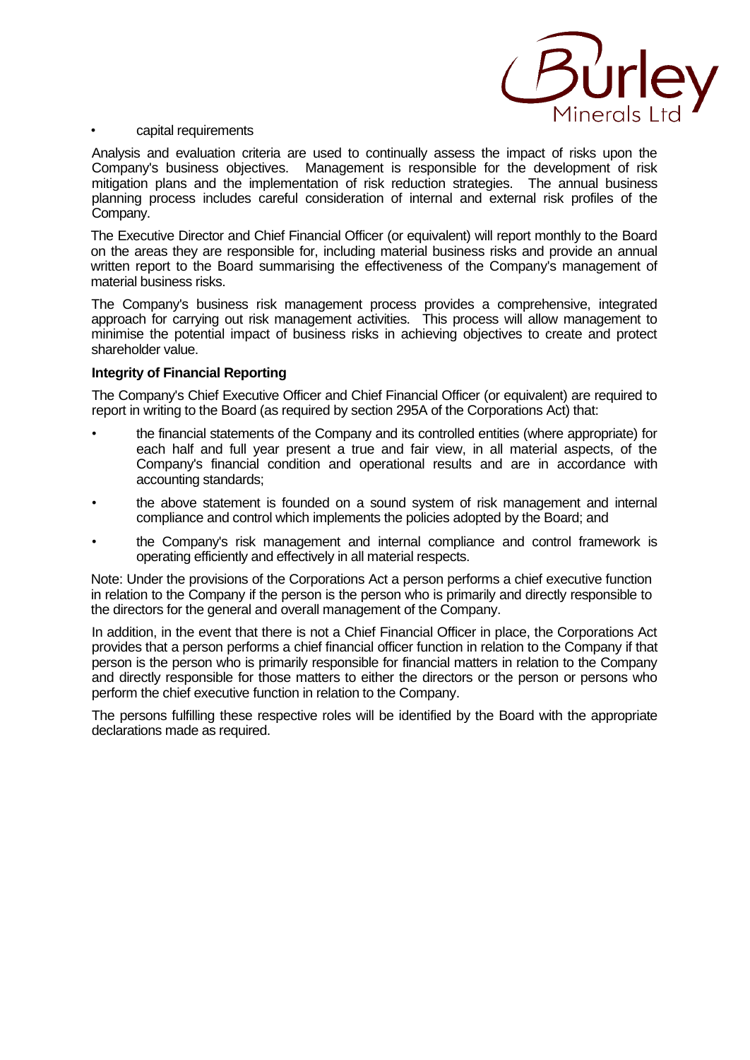- capital requirements

Analysis and evaluation criteria are used to continually assess the impact of risks upon the Company's business objectives. Management is responsible for the development of risk mitigation plans and the implementation of risk reduction strategies. The annual business planning process includes careful consideration of internal and external risk profiles of the Company.

The Executive Director and Chief Financial Officer (or equivalent) will report monthly to the Board on the areas they are responsible for, including material business risks and provide an annual written report to the Board summarising the effectiveness of the Company's management of material business risks.

The Company's business risk management process provides a comprehensive, integrated approach for carrying out risk management activities. This process will allow management to minimise the potential impact of business risks in achieving objectives to create and protect shareholder value.

**Integrity of Financial Reporting**

The Company's Chief Executive Officer and Chief Financial Officer (or equivalent) are required to report in writing to the Board (as required by section 295A of the Corporations Act) that:

- the financial statements of the Company and its controlled entities (where appropriate) for each half and full year present a true and fair view, in all material aspects, of the Company's financial condition and operational results and are in accordance with accounting standards;
- the above statement is founded on a sound system of risk management and internal compliance and control which implements the policies adopted by the Board; and
- the Company's risk management and internal compliance and control framework is operating efficiently and effectively in all material respects.

Note: Under the provisions of the Corporations Act a person performs a chief executive function in relation to the Company if the person is the person who is primarily and directly responsible to the directors for the general and overall management of the Company.

In addition, in the event that there is not a Chief Financial Officer in place, the Corporations Act provides that a person performs a chief financial officer function in relation to the Company if that person is the person who is primarily responsible for financial matters in relation to the Company and directly responsible for those matters to either the directors or the person or persons who perform the chief executive function in relation to the Company.

The persons fulfilling these respective roles will be identified by the Board with the appropriate declarations made as required.